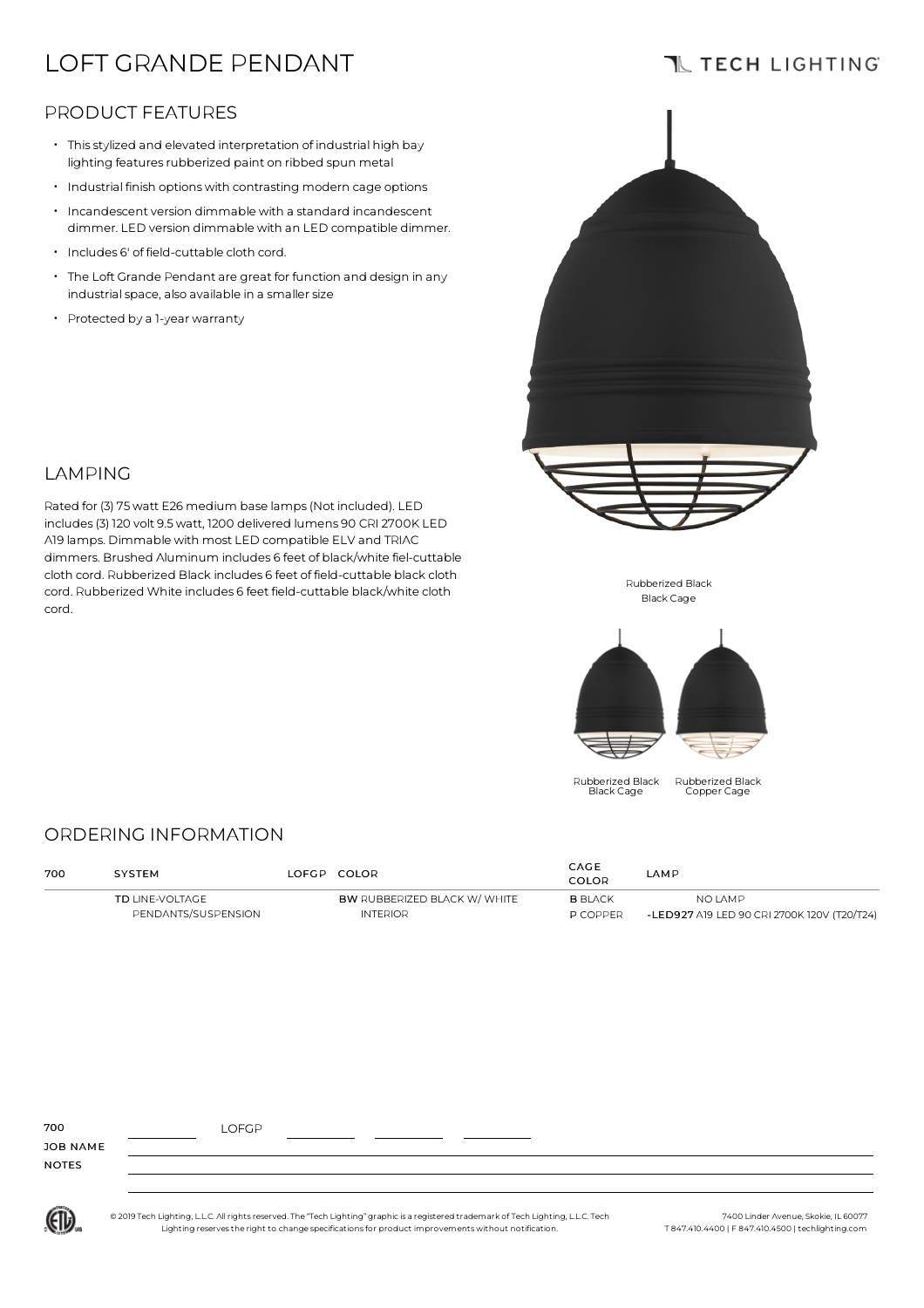# LOFT GRANDE PENDANT

TECH LIGHTING

## PRODUCT FEATURES

- This stylized and elevated interpretation of industrial high bay lighting features rubberized paint on ribbed spun metal
- Industrial finish options with contrasting modern cage options
- Incandescent version dimmable with a standard incandescent dimmer. LED version dimmable with an LED compatible dimmer.
- Includes 6' of field-cuttable cloth cord.
- The Loft Grande Pendant are great for function and design in any industrial space, also available in a smaller size
- Protected by a 1-year warranty

Rubberized Black
Black Cage

Rubberized Black
Black Cage

Rubberized Black
Copper Cage

## LAMPING

Rated for (3) 75 watt E26 medium base lamps (Not included). LED includes (3) 120 volt 9.5 watt, 1200 delivered lumens 90 CRI 2700K LED A19 lamps. Dimmable with most LED compatible ELV and TRIAC dimmers. Brushed Aluminum includes 6 feet of black/white fiel-cuttable cloth cord. Rubberized Black includes 6 feet of field-cuttable black cloth cord. Rubberized White includes 6 feet field-cuttable black/white cloth cord.

## ORDERING INFORMATION

| 700 | SYSTEM | LOFGP | COLOR | CAGE COLOR | LAMP |
|---|---|---|---|---|---|
| | **TD** LINE-VOLTAGE PENDANTS/SUSPENSION | | **BW** RUBBERIZED BLACK W/ WHITE INTERIOR | **B** BLACK | NO LAMP |
| | | | | **P** COPPER | **-LED927** A19 LED 90 CRI 2700K 120V (T20/T24) |

700 ________ LOFGP ________ ________ ________

JOB NAME

NOTES

© 2019 Tech Lighting, L.L.C. All rights reserved. The "Tech Lighting" graphic is a registered trademark of Tech Lighting, L.L.C. Tech Lighting reserves the right to change specifications for product improvements without notification.

7400 Linder Avenue, Skokie, IL 60077
T 847.410.4400 | F 847.410.4500 | techlighting.com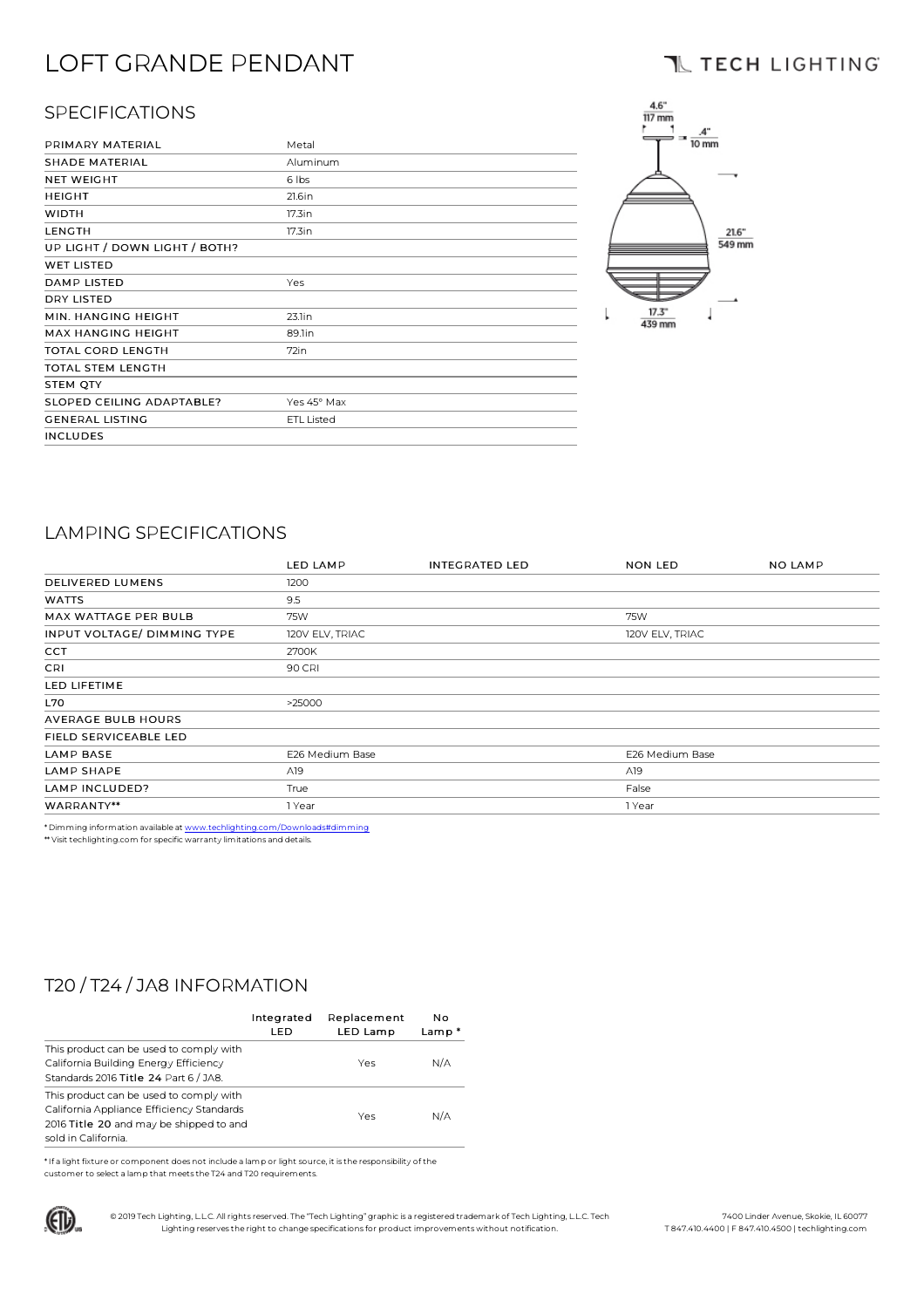# LOFT GRANDE PENDANT

TECH LIGHTING

## SPECIFICATIONS

| | |
|---|---|
| PRIMARY MATERIAL | Metal |
| SHADE MATERIAL | Aluminum |
| NET WEIGHT | 6 lbs |
| HEIGHT | 21.6in |
| WIDTH | 17.3in |
| LENGTH | 17.3in |
| UP LIGHT / DOWN LIGHT / BOTH? | |
| WET LISTED | |
| DAMP LISTED | Yes |
| DRY LISTED | |
| MIN. HANGING HEIGHT | 23.1in |
| MAX HANGING HEIGHT | 89.1in |
| TOTAL CORD LENGTH | 72in |
| TOTAL STEM LENGTH | |
| STEM QTY | |
| SLOPED CEILING ADAPTABLE? | Yes 45° Max |
| GENERAL LISTING | ETL Listed |
| INCLUDES | |

4.6"
117 mm
.4"
10 mm
21.6"
549 mm
17.3"
439 mm

## LAMPING SPECIFICATIONS

| | LED LAMP | INTEGRATED LED | NON LED | NO LAMP |
|---|---|---|---|---|
| DELIVERED LUMENS | 1200 | | | |
| WATTS | 9.5 | | | |
| MAX WATTAGE PER BULB | 75W | | 75W | |
| INPUT VOLTAGE/ DIMMING TYPE | 120V ELV, TRIAC | | 120V ELV, TRIAC | |
| CCT | 2700K | | | |
| CRI | 90 CRI | | | |
| LED LIFETIME | | | | |
| L70 | >25000 | | | |
| AVERAGE BULB HOURS | | | | |
| FIELD SERVICEABLE LED | | | | |
| LAMP BASE | E26 Medium Base | | E26 Medium Base | |
| LAMP SHAPE | A19 | | A19 | |
| LAMP INCLUDED? | True | | False | |
| WARRANTY** | 1 Year | | 1 Year | |

* Dimming information available at www.techlighting.com/Downloads#dimming
** Visit techlighting.com for specific warranty limitations and details.

## T20 / T24 / JA8 INFORMATION

| | Integrated LED | Replacement LED Lamp | No Lamp * |
|---|---|---|---|
| This product can be used to comply with California Building Energy Efficiency Standards 2016 **Title 24** Part 6 / JA8. | | Yes | N/A |
| This product can be used to comply with California Appliance Efficiency Standards 2016 **Title 20** and may be shipped to and sold in California. | | Yes | N/A |

* If a light fixture or component does not include a lamp or light source, it is the responsibility of the customer to select a lamp that meets the T24 and T20 requirements.

© 2019 Tech Lighting, L.L.C. All rights reserved. The "Tech Lighting" graphic is a registered trademark of Tech Lighting, L.L.C. Tech Lighting reserves the right to change specifications for product improvements without notification.

7400 Linder Avenue, Skokie, IL 60077
T 847.410.4400 | F 847.410.4500 | techlighting.com